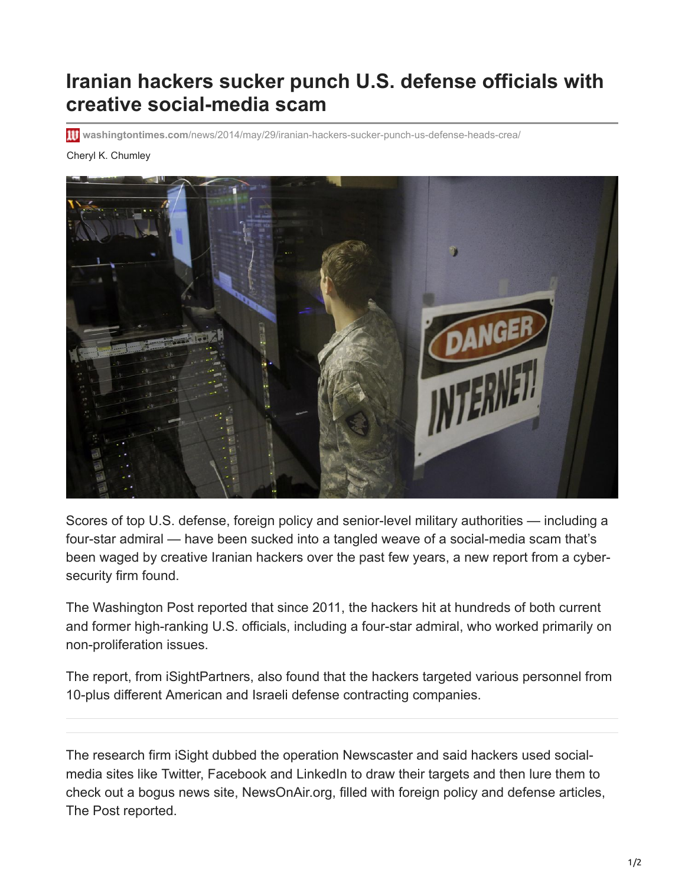# Iranian hackers sucker punch U.S. defense officials with creative social-media scam

washingtontimes.com/news/2014/may/29/iranian-hackers-sucker-punch-us-defense-heads-crea/

Cheryl K. Chumley

Scores of top U.S. defense, foreign policy and senior-level military authorities — including a four-star admiral — have been sucked into a tangled weave of a social-media scam that's been waged by creative Iranian hackers over the past few years, a new report from a cyber-security firm found.

The Washington Post reported that since 2011, the hackers hit at hundreds of both current and former high-ranking U.S. officials, including a four-star admiral, who worked primarily on non-proliferation issues.

The report, from iSightPartners, also found that the hackers targeted various personnel from 10-plus different American and Israeli defense contracting companies.

The research firm iSight dubbed the operation Newscaster and said hackers used social-media sites like Twitter, Facebook and LinkedIn to draw their targets and then lure them to check out a bogus news site, NewsOnAir.org, filled with foreign policy and defense articles, The Post reported.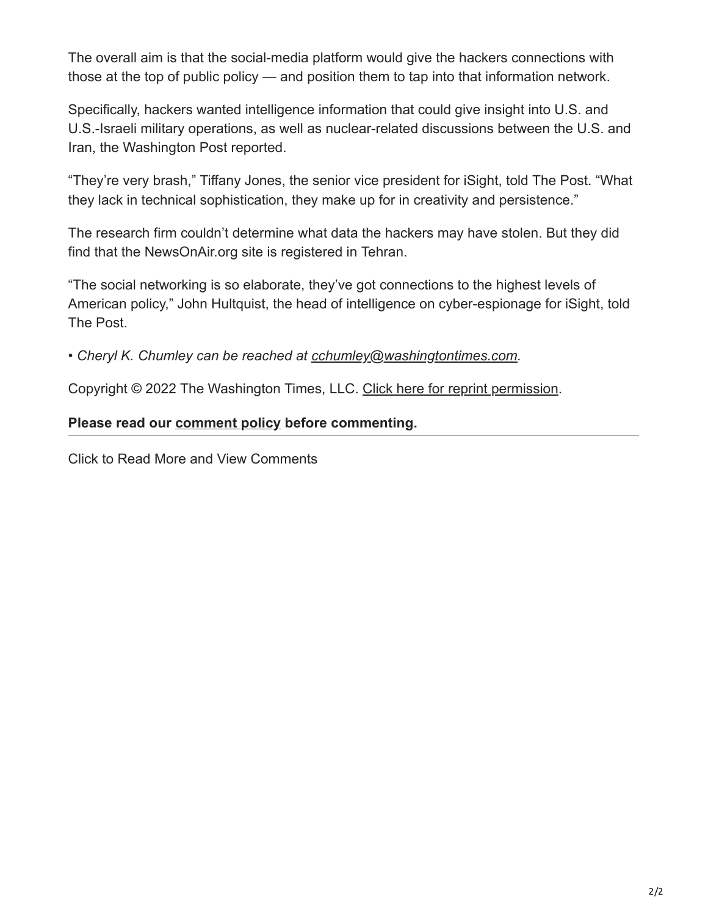The overall aim is that the social-media platform would give the hackers connections with those at the top of public policy — and position them to tap into that information network.

Specifically, hackers wanted intelligence information that could give insight into U.S. and U.S.-Israeli military operations, as well as nuclear-related discussions between the U.S. and Iran, the Washington Post reported.

"They're very brash," Tiffany Jones, the senior vice president for iSight, told The Post. "What they lack in technical sophistication, they make up for in creativity and persistence."

The research firm couldn't determine what data the hackers may have stolen. But they did find that the NewsOnAir.org site is registered in Tehran.

"The social networking is so elaborate, they've got connections to the highest levels of American policy," John Hultquist, the head of intelligence on cyber-espionage for iSight, told The Post.

• *Cheryl K. Chumley can be reached at cchumley@washingtontimes.com.*

Copyright © 2022 The Washington Times, LLC. Click here for reprint permission.

**Please read our comment policy before commenting.**

Click to Read More and View Comments